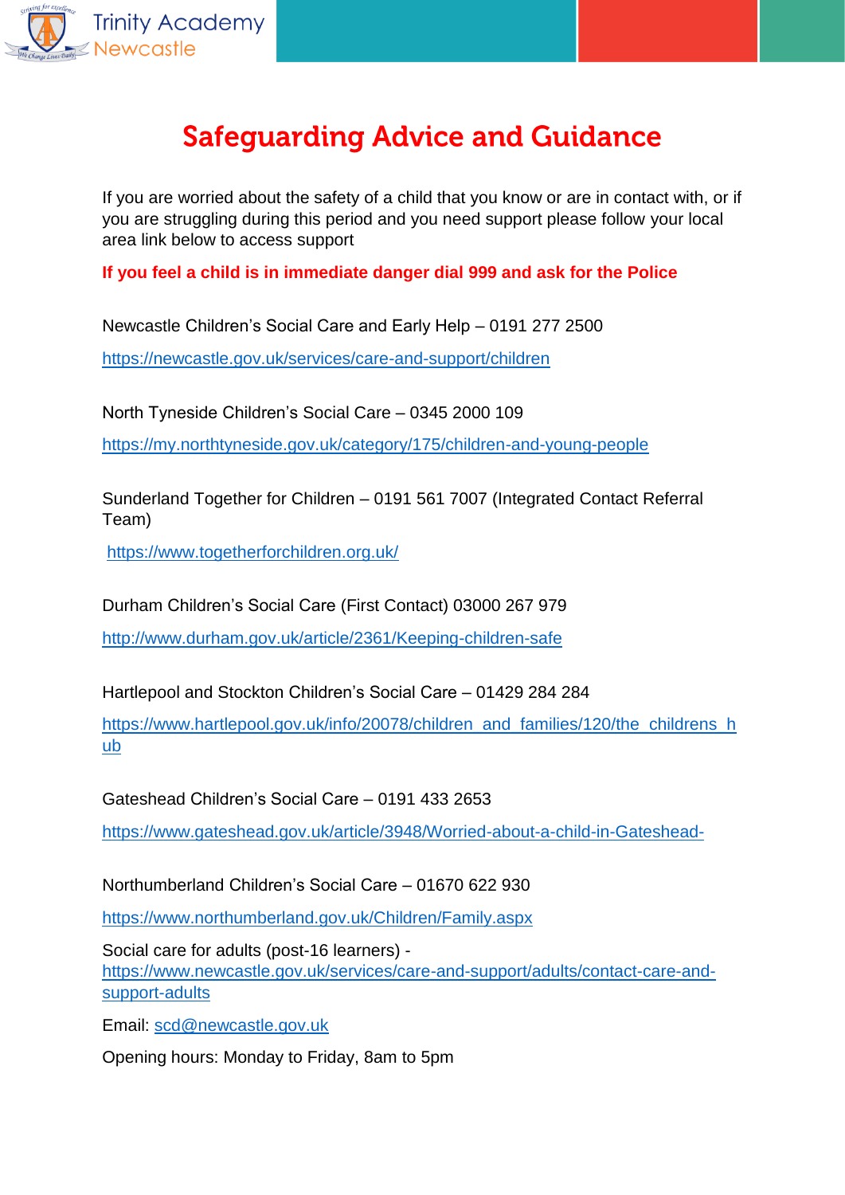# Safeguarding Advice and Guidance

If you are worried about the safety of a child that you know or are in contact with, or if you are struggling during this period and you need support please follow your local area link below to access support

**If you feel a child is in immediate danger dial 999 and ask for the Police**

Newcastle Children's Social Care and Early Help – 0191 277 2500

https://newcastle.gov.uk/services/care-and-support/children

North Tyneside Children's Social Care – 0345 2000 109

https://my.northtyneside.gov.uk/category/175/children-and-young-people

Sunderland Together for Children – 0191 561 7007 (Integrated Contact Referral Team)

https://www.togetherforchildren.org.uk/

Durham Children's Social Care (First Contact) 03000 267 979

http://www.durham.gov.uk/article/2361/Keeping-children-safe

Hartlepool and Stockton Children's Social Care – 01429 284 284

https://www.hartlepool.gov.uk/info/20078/children_and_families/120/the_childrens_hub

Gateshead Children's Social Care – 0191 433 2653

https://www.gateshead.gov.uk/article/3948/Worried-about-a-child-in-Gateshead-

Northumberland Children's Social Care – 01670 622 930

https://www.northumberland.gov.uk/Children/Family.aspx

Social care for adults (post-16 learners) - https://www.newcastle.gov.uk/services/care-and-support/adults/contact-care-and-support-adults

Email: scd@newcastle.gov.uk

Opening hours: Monday to Friday, 8am to 5pm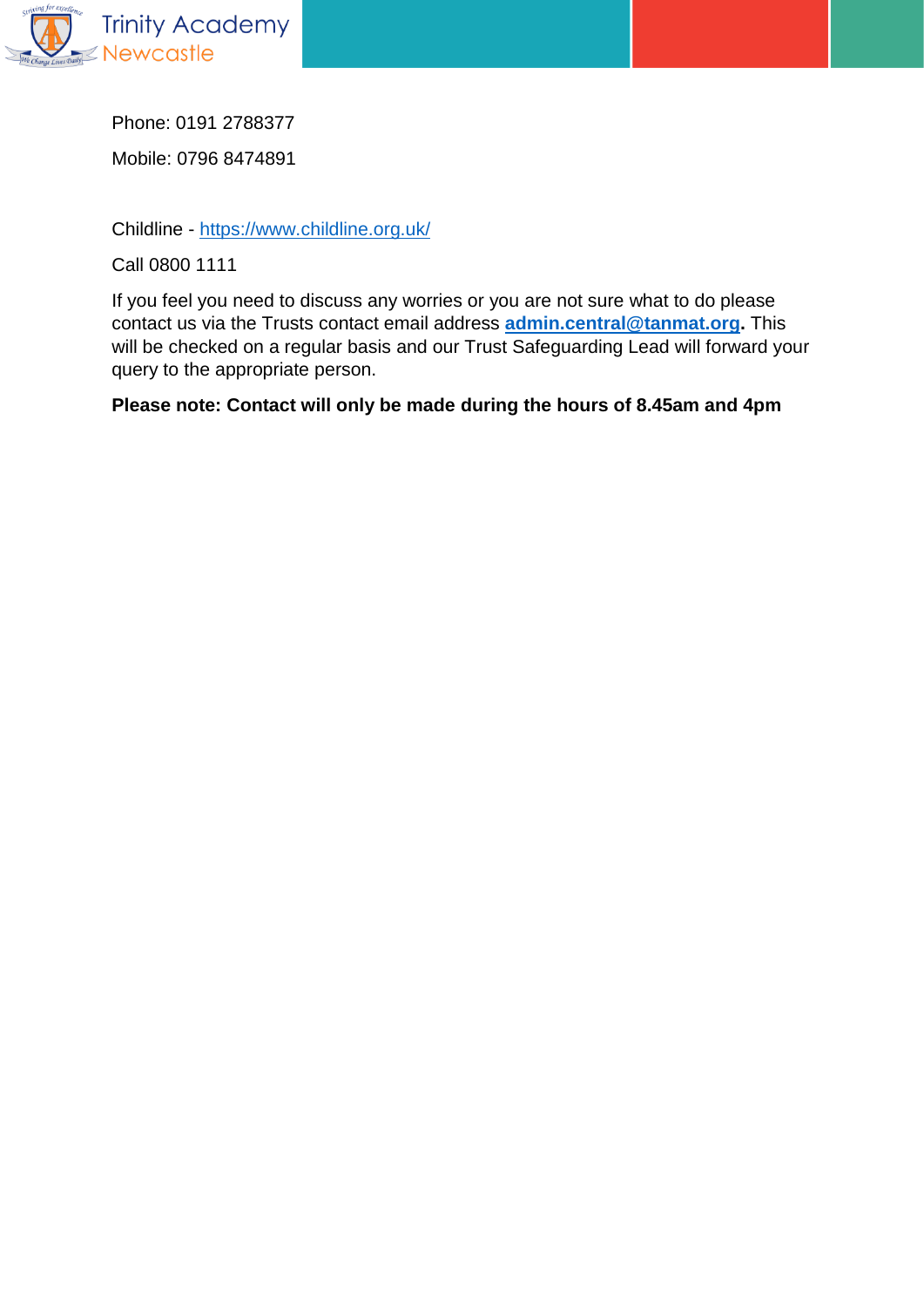Phone: 0191 2788377

Mobile: 0796 8474891

Childline - https://www.childline.org.uk/

Call 0800 1111

If you feel you need to discuss any worries or you are not sure what to do please contact us via the Trusts contact email address **admin.central@tanmat.org.** This will be checked on a regular basis and our Trust Safeguarding Lead will forward your query to the appropriate person.

**Please note: Contact will only be made during the hours of 8.45am and 4pm**